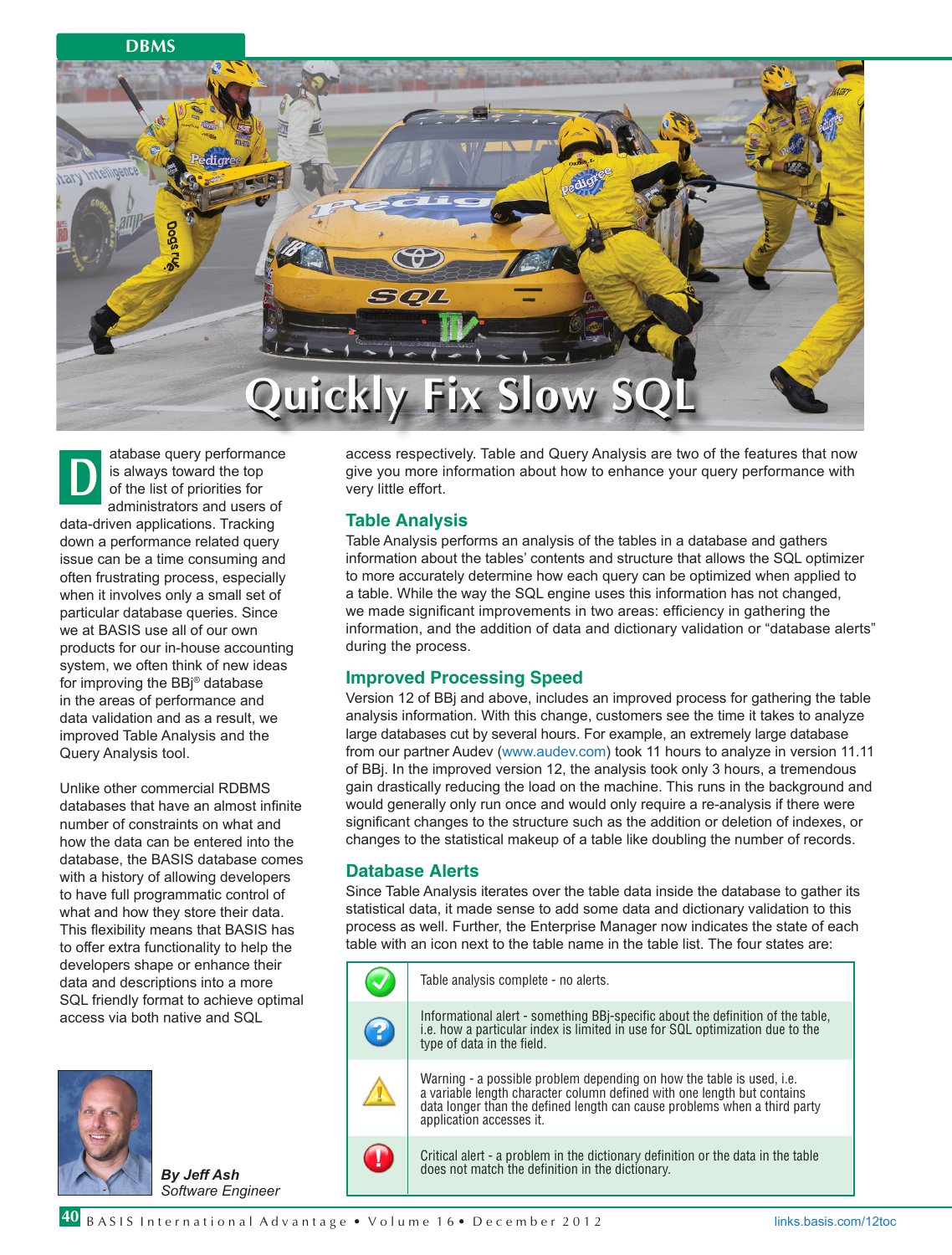# Quickly Fix Slow SQL

Database query performance is always toward the top of the list of priorities for administrators and users of data-driven applications. Tracking down a performance related query issue can be a time consuming and often frustrating process, especially when it involves only a small set of particular database queries. Since we at BASIS use all of our own products for our in-house accounting system, we often think of new ideas for improving the BBj® database in the areas of performance and data validation and as a result, we improved Table Analysis and the Query Analysis tool.

Unlike other commercial RDBMS databases that have an almost infinite number of constraints on what and how the data can be entered into the database, the BASIS database comes with a history of allowing developers to have full programmatic control of what and how they store their data. This flexibility means that BASIS has to offer extra functionality to help the developers shape or enhance their data and descriptions into a more SQL friendly format to achieve optimal access via both native and SQL access respectively. Table and Query Analysis are two of the features that now give you more information about how to enhance your query performance with very little effort.

*By Jeff Ash*
*Software Engineer*

## Table Analysis

Table Analysis performs an analysis of the tables in a database and gathers information about the tables' contents and structure that allows the SQL optimizer to more accurately determine how each query can be optimized when applied to a table. While the way the SQL engine uses this information has not changed, we made significant improvements in two areas: efficiency in gathering the information, and the addition of data and dictionary validation or "database alerts" during the process.

## Improved Processing Speed

Version 12 of BBj and above, includes an improved process for gathering the table analysis information. With this change, customers see the time it takes to analyze large databases cut by several hours. For example, an extremely large database from our partner Audev (www.audev.com) took 11 hours to analyze in version 11.11 of BBj. In the improved version 12, the analysis took only 3 hours, a tremendous gain drastically reducing the load on the machine. This runs in the background and would generally only run once and would only require a re-analysis if there were significant changes to the structure such as the addition or deletion of indexes, or changes to the statistical makeup of a table like doubling the number of records.

## Database Alerts

Since Table Analysis iterates over the table data inside the database to gather its statistical data, it made sense to add some data and dictionary validation to this process as well. Further, the Enterprise Manager now indicates the state of each table with an icon next to the table name in the table list. The four states are:

| Icon | State |
| --- | --- |
| ✓ (green) | Table analysis complete - no alerts. |
| ? (blue) | Informational alert - something BBj-specific about the definition of the table, i.e. how a particular index is limited in use for SQL optimization due to the type of data in the field. |
| ! (yellow) | Warning - a possible problem depending on how the table is used, i.e. a variable length character column defined with one length but contains data longer than the defined length can cause problems when a third party application accesses it. |
| ! (red) | Critical alert - a problem in the dictionary definition or the data in the table does not match the definition in the dictionary. |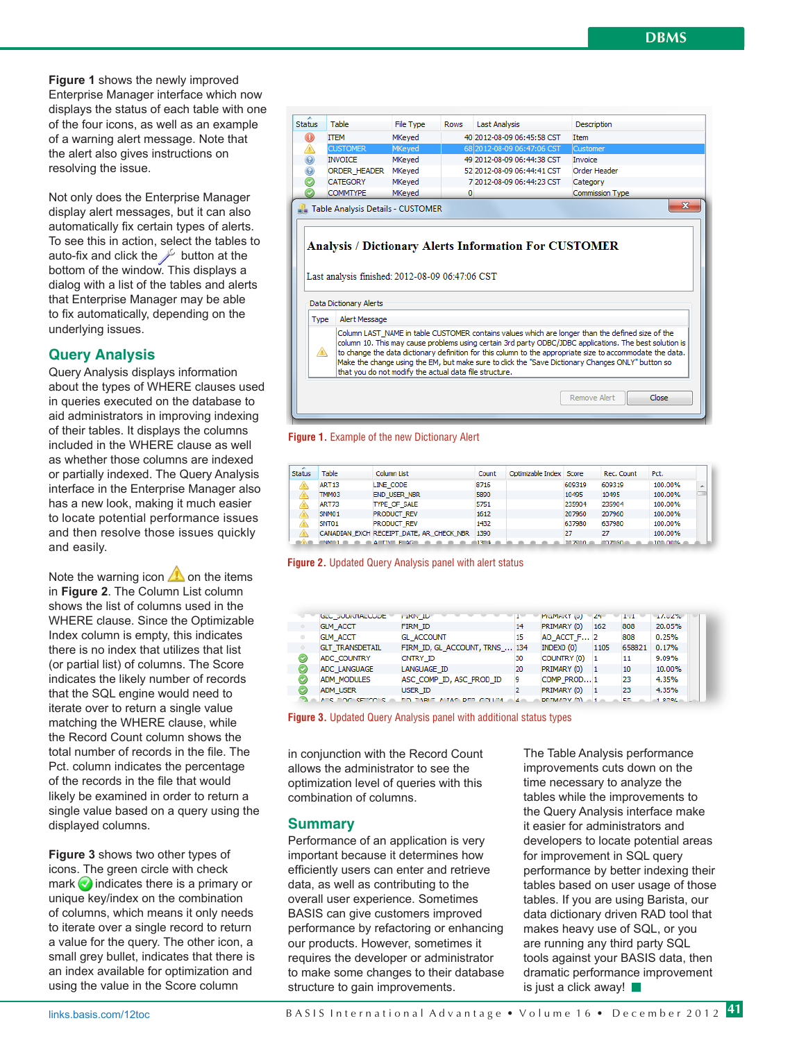**Figure 1** shows the newly improved Enterprise Manager interface which now displays the status of each table with one of the four icons, as well as an example of a warning alert message. Note that the alert also gives instructions on resolving the issue.

Not only does the Enterprise Manager display alert messages, but it can also automatically fix certain types of alerts. To see this in action, select the tables to auto-fix and click the button at the bottom of the window. This displays a dialog with a list of the tables and alerts that Enterprise Manager may be able to fix automatically, depending on the underlying issues.

## Query Analysis

Query Analysis displays information about the types of WHERE clauses used in queries executed on the database to aid administrators in improving indexing of their tables. It displays the columns included in the WHERE clause as well as whether those columns are indexed or partially indexed. The Query Analysis interface in the Enterprise Manager also has a new look, making it much easier to locate potential performance issues and then resolve those issues quickly and easily.

Note the warning icon on the items in **Figure 2**. The Column List column shows the list of columns used in the WHERE clause. Since the Optimizable Index column is empty, this indicates there is no index that utilizes that list (or partial list) of columns. The Score indicates the likely number of records that the SQL engine would need to iterate over to return a single value matching the WHERE clause, while the Record Count column shows the total number of records in the file. The Pct. column indicates the percentage of the records in the file that would likely be examined in order to return a single value based on a query using the displayed columns.

**Figure 3** shows two other types of icons. The green circle with check mark indicates there is a primary or unique key/index on the combination of columns, which means it only needs to iterate over a single record to return a value for the query. The other icon, a small grey bullet, indicates that there is an index available for optimization and using the value in the Score column in conjunction with the Record Count allows the administrator to see the optimization level of queries with this combination of columns.

Figure 1. Example of the new Dictionary Alert

Figure 2. Updated Query Analysis panel with alert status

Figure 3. Updated Query Analysis panel with additional status types

## Summary

Performance of an application is very important because it determines how efficiently users can enter and retrieve data, as well as contributing to the overall user experience. Sometimes BASIS can give customers improved performance by refactoring or enhancing our products. However, sometimes it requires the developer or administrator to make some changes to their database structure to gain improvements.

The Table Analysis performance improvements cuts down on the time necessary to analyze the tables while the improvements to the Query Analysis interface make it easier for administrators and developers to locate potential areas for improvement in SQL query performance by better indexing their tables based on user usage of those tables. If you are using Barista, our data dictionary driven RAD tool that makes heavy use of SQL, or you are running any third party SQL tools against your BASIS data, then dramatic performance improvement is just a click away!

links.basis.com/12toc